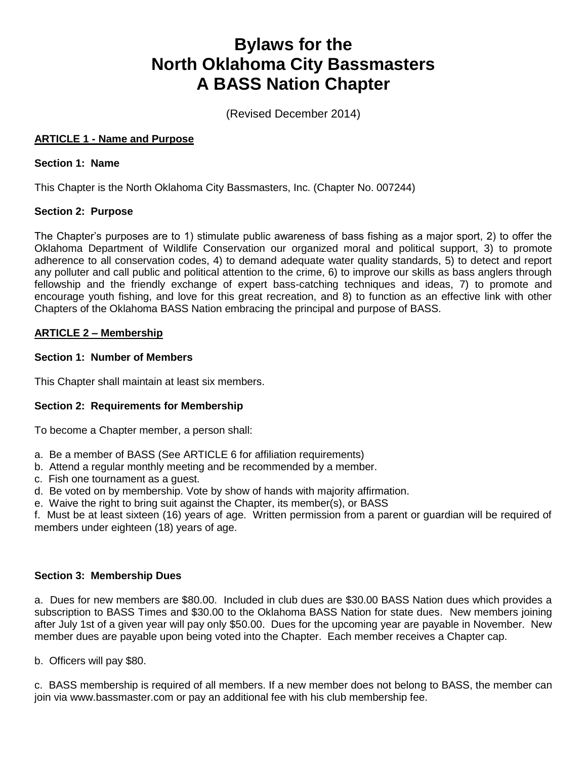# Bylaws for the North Oklahoma City Bassmasters A BASS Nation Chapter

(Revised December 2014)

## ARTICLE 1 - Name and Purpose

### Section 1: Name

This Chapter is the North Oklahoma City Bassmasters, Inc. (Chapter No. 007244)

### Section 2: Purpose

The Chapter's purposes are to 1) stimulate public awareness of bass fishing as a major sport, 2) to offer the Oklahoma Department of Wildlife Conservation our organized moral and political support, 3) to promote adherence to all conservation codes, 4) to demand adequate water quality standards, 5) to detect and report any polluter and call public and political attention to the crime, 6) to improve our skills as bass anglers through fellowship and the friendly exchange of expert bass-catching techniques and ideas, 7) to promote and encourage youth fishing, and love for this great recreation, and 8) to function as an effective link with other Chapters of the Oklahoma BASS Nation embracing the principal and purpose of BASS.

## ARTICLE 2 – Membership

### Section 1: Number of Members

This Chapter shall maintain at least six members.

### Section 2: Requirements for Membership

To become a Chapter member, a person shall:

a. Be a member of BASS (See ARTICLE 6 for affiliation requirements)
b. Attend a regular monthly meeting and be recommended by a member.
c. Fish one tournament as a guest.
d. Be voted on by membership. Vote by show of hands with majority affirmation.
e. Waive the right to bring suit against the Chapter, its member(s), or BASS
f. Must be at least sixteen (16) years of age. Written permission from a parent or guardian will be required of members under eighteen (18) years of age.

### Section 3: Membership Dues

a. Dues for new members are $80.00. Included in club dues are $30.00 BASS Nation dues which provides a subscription to BASS Times and $30.00 to the Oklahoma BASS Nation for state dues. New members joining after July 1st of a given year will pay only $50.00. Dues for the upcoming year are payable in November. New member dues are payable upon being voted into the Chapter. Each member receives a Chapter cap.

b. Officers will pay $80.

c. BASS membership is required of all members. If a new member does not belong to BASS, the member can join via www.bassmaster.com or pay an additional fee with his club membership fee.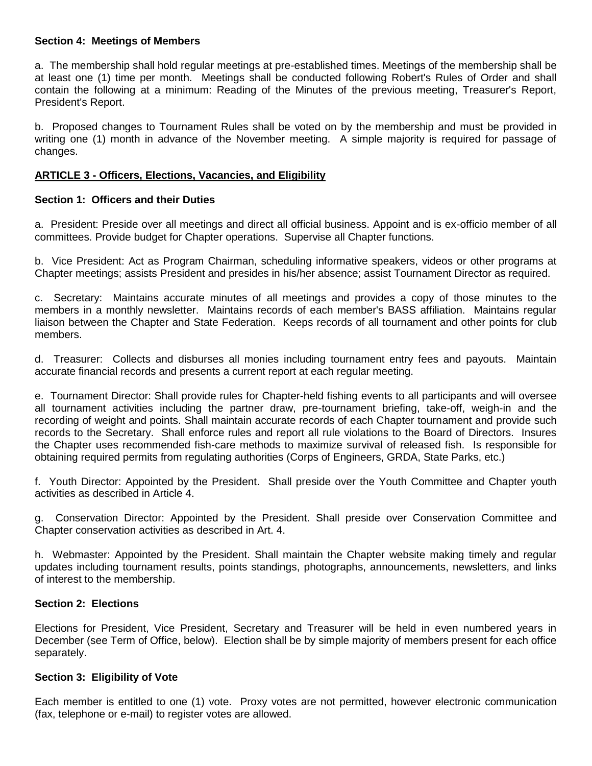### Section 4: Meetings of Members

a. The membership shall hold regular meetings at pre-established times. Meetings of the membership shall be at least one (1) time per month. Meetings shall be conducted following Robert's Rules of Order and shall contain the following at a minimum: Reading of the Minutes of the previous meeting, Treasurer's Report, President's Report.

b. Proposed changes to Tournament Rules shall be voted on by the membership and must be provided in writing one (1) month in advance of the November meeting. A simple majority is required for passage of changes.

## ARTICLE 3 - Officers, Elections, Vacancies, and Eligibility

### Section 1: Officers and their Duties

a. President: Preside over all meetings and direct all official business. Appoint and is ex-officio member of all committees. Provide budget for Chapter operations. Supervise all Chapter functions.

b. Vice President: Act as Program Chairman, scheduling informative speakers, videos or other programs at Chapter meetings; assists President and presides in his/her absence; assist Tournament Director as required.

c. Secretary: Maintains accurate minutes of all meetings and provides a copy of those minutes to the members in a monthly newsletter. Maintains records of each member's BASS affiliation. Maintains regular liaison between the Chapter and State Federation. Keeps records of all tournament and other points for club members.

d. Treasurer: Collects and disburses all monies including tournament entry fees and payouts. Maintain accurate financial records and presents a current report at each regular meeting.

e. Tournament Director: Shall provide rules for Chapter-held fishing events to all participants and will oversee all tournament activities including the partner draw, pre-tournament briefing, take-off, weigh-in and the recording of weight and points. Shall maintain accurate records of each Chapter tournament and provide such records to the Secretary. Shall enforce rules and report all rule violations to the Board of Directors. Insures the Chapter uses recommended fish-care methods to maximize survival of released fish. Is responsible for obtaining required permits from regulating authorities (Corps of Engineers, GRDA, State Parks, etc.)

f. Youth Director: Appointed by the President. Shall preside over the Youth Committee and Chapter youth activities as described in Article 4.

g. Conservation Director: Appointed by the President. Shall preside over Conservation Committee and Chapter conservation activities as described in Art. 4.

h. Webmaster: Appointed by the President. Shall maintain the Chapter website making timely and regular updates including tournament results, points standings, photographs, announcements, newsletters, and links of interest to the membership.

### Section 2: Elections

Elections for President, Vice President, Secretary and Treasurer will be held in even numbered years in December (see Term of Office, below). Election shall be by simple majority of members present for each office separately.

### Section 3: Eligibility of Vote

Each member is entitled to one (1) vote. Proxy votes are not permitted, however electronic communication (fax, telephone or e-mail) to register votes are allowed.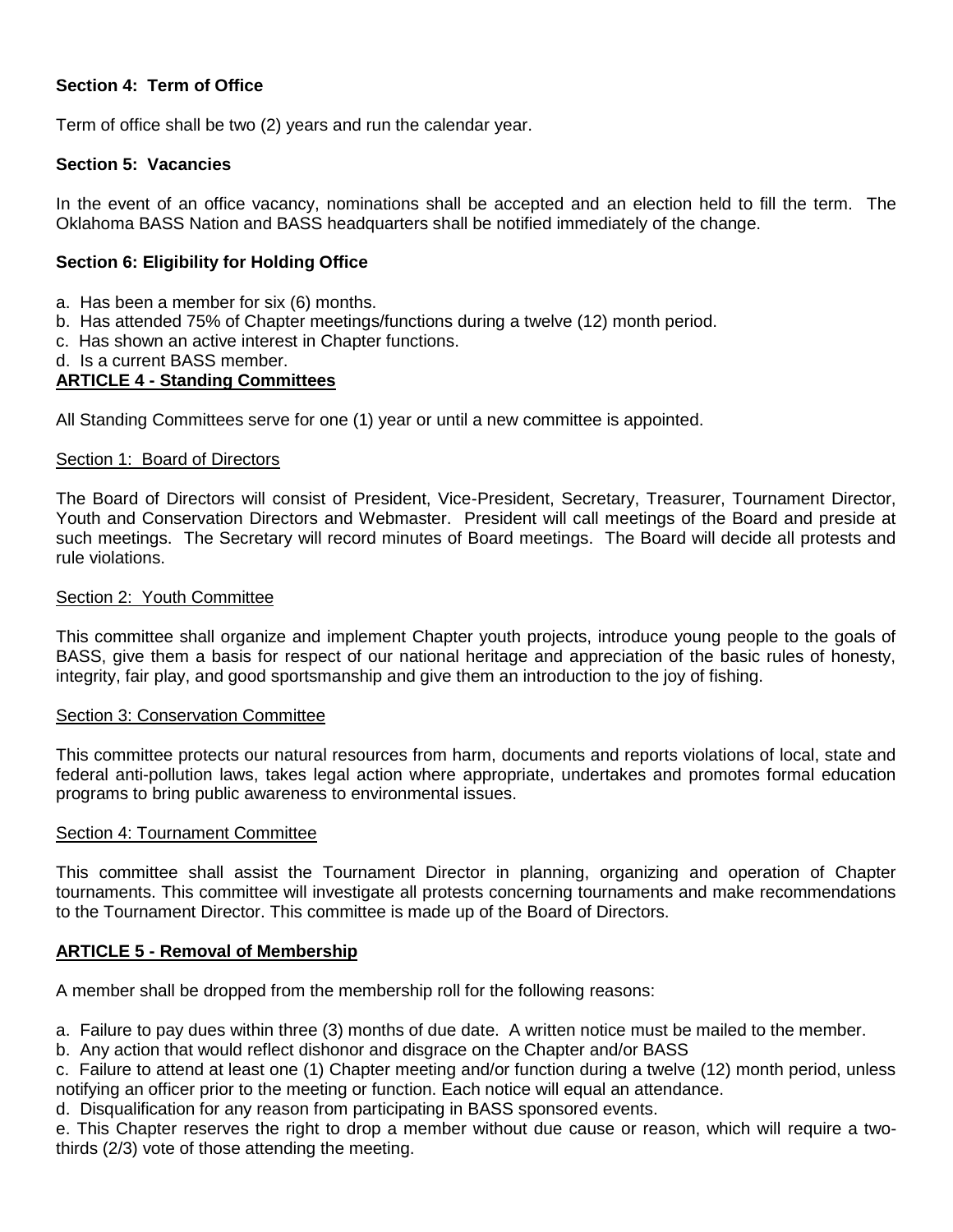**Section 4: Term of Office**

Term of office shall be two (2) years and run the calendar year.

**Section 5: Vacancies**

In the event of an office vacancy, nominations shall be accepted and an election held to fill the term. The Oklahoma BASS Nation and BASS headquarters shall be notified immediately of the change.

**Section 6: Eligibility for Holding Office**

a. Has been a member for six (6) months.
b. Has attended 75% of Chapter meetings/functions during a twelve (12) month period.
c. Has shown an active interest in Chapter functions.
d. Is a current BASS member.

## ARTICLE 4 - Standing Committees

All Standing Committees serve for one (1) year or until a new committee is appointed.

Section 1: Board of Directors

The Board of Directors will consist of President, Vice-President, Secretary, Treasurer, Tournament Director, Youth and Conservation Directors and Webmaster. President will call meetings of the Board and preside at such meetings. The Secretary will record minutes of Board meetings. The Board will decide all protests and rule violations.

Section 2: Youth Committee

This committee shall organize and implement Chapter youth projects, introduce young people to the goals of BASS, give them a basis for respect of our national heritage and appreciation of the basic rules of honesty, integrity, fair play, and good sportsmanship and give them an introduction to the joy of fishing.

Section 3: Conservation Committee

This committee protects our natural resources from harm, documents and reports violations of local, state and federal anti-pollution laws, takes legal action where appropriate, undertakes and promotes formal education programs to bring public awareness to environmental issues.

Section 4: Tournament Committee

This committee shall assist the Tournament Director in planning, organizing and operation of Chapter tournaments. This committee will investigate all protests concerning tournaments and make recommendations to the Tournament Director. This committee is made up of the Board of Directors.

## ARTICLE 5 - Removal of Membership

A member shall be dropped from the membership roll for the following reasons:

a. Failure to pay dues within three (3) months of due date. A written notice must be mailed to the member.
b. Any action that would reflect dishonor and disgrace on the Chapter and/or BASS
c. Failure to attend at least one (1) Chapter meeting and/or function during a twelve (12) month period, unless notifying an officer prior to the meeting or function. Each notice will equal an attendance.
d. Disqualification for any reason from participating in BASS sponsored events.
e. This Chapter reserves the right to drop a member without due cause or reason, which will require a two-thirds (2/3) vote of those attending the meeting.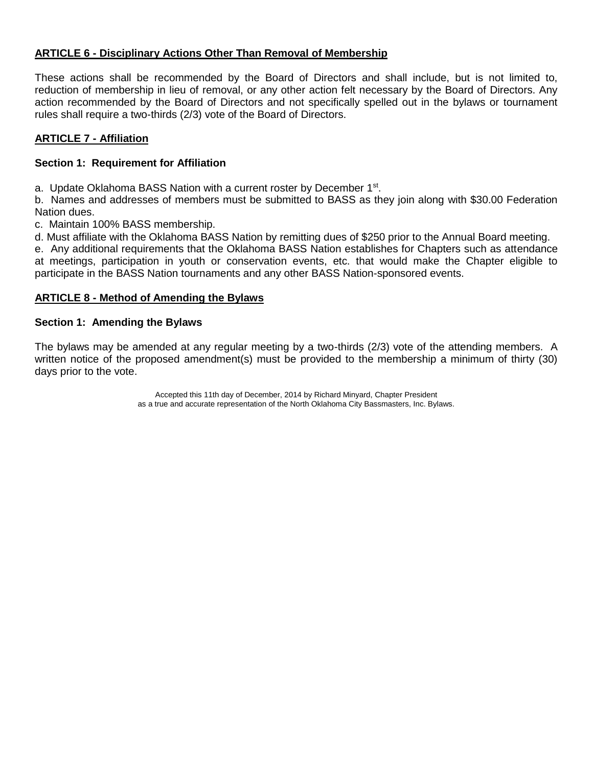## ARTICLE 6 - Disciplinary Actions Other Than Removal of Membership

These actions shall be recommended by the Board of Directors and shall include, but is not limited to, reduction of membership in lieu of removal, or any other action felt necessary by the Board of Directors. Any action recommended by the Board of Directors and not specifically spelled out in the bylaws or tournament rules shall require a two-thirds (2/3) vote of the Board of Directors.

## ARTICLE 7 - Affiliation

### Section 1: Requirement for Affiliation

a. Update Oklahoma BASS Nation with a current roster by December 1st.
b. Names and addresses of members must be submitted to BASS as they join along with $30.00 Federation Nation dues.
c. Maintain 100% BASS membership.
d. Must affiliate with the Oklahoma BASS Nation by remitting dues of $250 prior to the Annual Board meeting.
e. Any additional requirements that the Oklahoma BASS Nation establishes for Chapters such as attendance at meetings, participation in youth or conservation events, etc. that would make the Chapter eligible to participate in the BASS Nation tournaments and any other BASS Nation-sponsored events.

## ARTICLE 8 - Method of Amending the Bylaws

### Section 1: Amending the Bylaws

The bylaws may be amended at any regular meeting by a two-thirds (2/3) vote of the attending members. A written notice of the proposed amendment(s) must be provided to the membership a minimum of thirty (30) days prior to the vote.

Accepted this 11th day of December, 2014 by Richard Minyard, Chapter President
as a true and accurate representation of the North Oklahoma City Bassmasters, Inc. Bylaws.